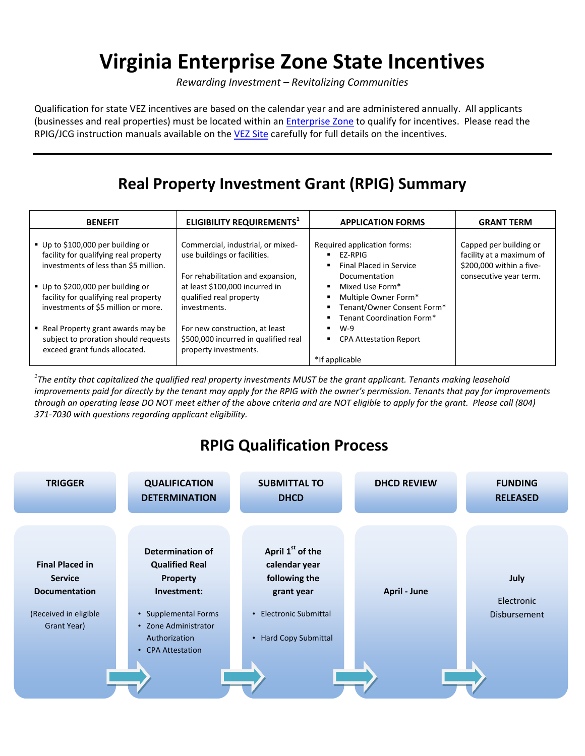# Virginia Enterprise Zone State Incentives

*Rewarding Investment – Revitalizing Communities*

Qualification for state VEZ incentives are based on the calendar year and are administered annually. All applicants (businesses and real properties) must be located within an Enterprise Zone to qualify for incentives. Please read the RPIG/JCG instruction manuals available on the VEZ Site carefully for full details on the incentives.

---

## Real Property Investment Grant (RPIG) Summary

| BENEFIT | ELIGIBILITY REQUIREMENTS[1] | APPLICATION FORMS | GRANT TERM |
|---|---|---|---|
| ▪ Up to \$100,000 per building or facility for qualifying real property investments of less than \$5 million.<br><br>▪ Up to \$200,000 per building or facility for qualifying real property investments of \$5 million or more.<br><br>▪ Real Property grant awards may be subject to proration should requests exceed grant funds allocated. | Commercial, industrial, or mixed-use buildings or facilities.<br><br>For rehabilitation and expansion, at least \$100,000 incurred in qualified real property investments.<br><br>For new construction, at least \$500,000 incurred in qualified real property investments. | Required application forms:<br>▪ EZ-RPIG<br>▪ Final Placed in Service Documentation<br>▪ Mixed Use Form*<br>▪ Multiple Owner Form*<br>▪ Tenant/Owner Consent Form*<br>▪ Tenant Coordination Form*<br>▪ W-9<br>▪ CPA Attestation Report<br><br>*If applicable | Capped per building or facility at a maximum of \$200,000 within a five-consecutive year term. |

*[1]The entity that capitalized the qualified real property investments MUST be the grant applicant. Tenants making leasehold improvements paid for directly by the tenant may apply for the RPIG with the owner's permission. Tenants that pay for improvements through an operating lease DO NOT meet either of the above criteria and are NOT eligible to apply for the grant. Please call (804) 371-7030 with questions regarding applicant eligibility.*

## RPIG Qualification Process

| TRIGGER | QUALIFICATION DETERMINATION | SUBMITTAL TO DHCD | DHCD REVIEW | FUNDING RELEASED |
|---|---|---|---|---|
| **Final Placed in Service Documentation**<br><br>(Received in eligible Grant Year) | **Determination of Qualified Real Property Investment:**<br>• Supplemental Forms<br>• Zone Administrator Authorization<br>• CPA Attestation | **April 1st of the calendar year following the grant year**<br>• Electronic Submittal<br>• Hard Copy Submittal | **April - June** | **July**<br><br>Electronic Disbursement |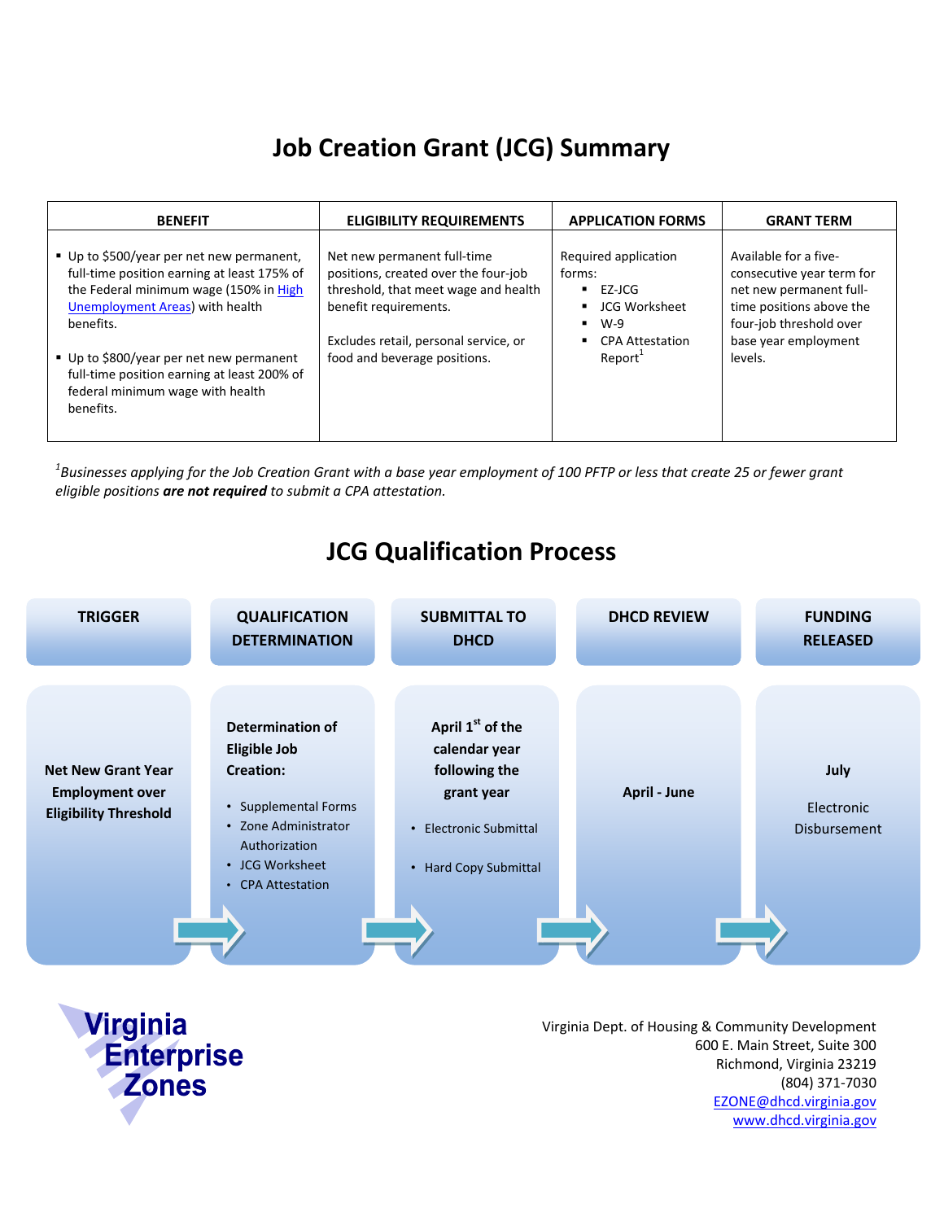# Job Creation Grant (JCG) Summary

| BENEFIT | ELIGIBILITY REQUIREMENTS | APPLICATION FORMS | GRANT TERM |
| --- | --- | --- | --- |
| ▪ Up to $500/year per net new permanent, full-time position earning at least 175% of the Federal minimum wage (150% in High Unemployment Areas) with health benefits.<br><br>▪ Up to $800/year per net new permanent full-time position earning at least 200% of federal minimum wage with health benefits. | Net new permanent full-time positions, created over the four-job threshold, that meet wage and health benefit requirements.<br><br>Excludes retail, personal service, or food and beverage positions. | Required application forms:<br>▪ EZ-JCG<br>▪ JCG Worksheet<br>▪ W-9<br>▪ CPA Attestation Report[1] | Available for a five-consecutive year term for net new permanent full-time positions above the four-job threshold over base year employment levels. |

*[1]Businesses applying for the Job Creation Grant with a base year employment of 100 PFTP or less that create 25 or fewer grant eligible positions **are not required** to submit a CPA attestation.*

# JCG Qualification Process

**TRIGGER**

**Net New Grant Year Employment over Eligibility Threshold**

**QUALIFICATION DETERMINATION**

**Determination of Eligible Job Creation:**

- Supplemental Forms
- Zone Administrator Authorization
- JCG Worksheet
- CPA Attestation

**SUBMITTAL TO DHCD**

**April 1st of the calendar year following the grant year**

- Electronic Submittal
- Hard Copy Submittal

**DHCD REVIEW**

**April - June**

**FUNDING RELEASED**

**July**

Electronic Disbursement

Virginia Enterprise Zones

Virginia Dept. of Housing & Community Development
600 E. Main Street, Suite 300
Richmond, Virginia 23219
(804) 371-7030
EZONE@dhcd.virginia.gov
www.dhcd.virginia.gov